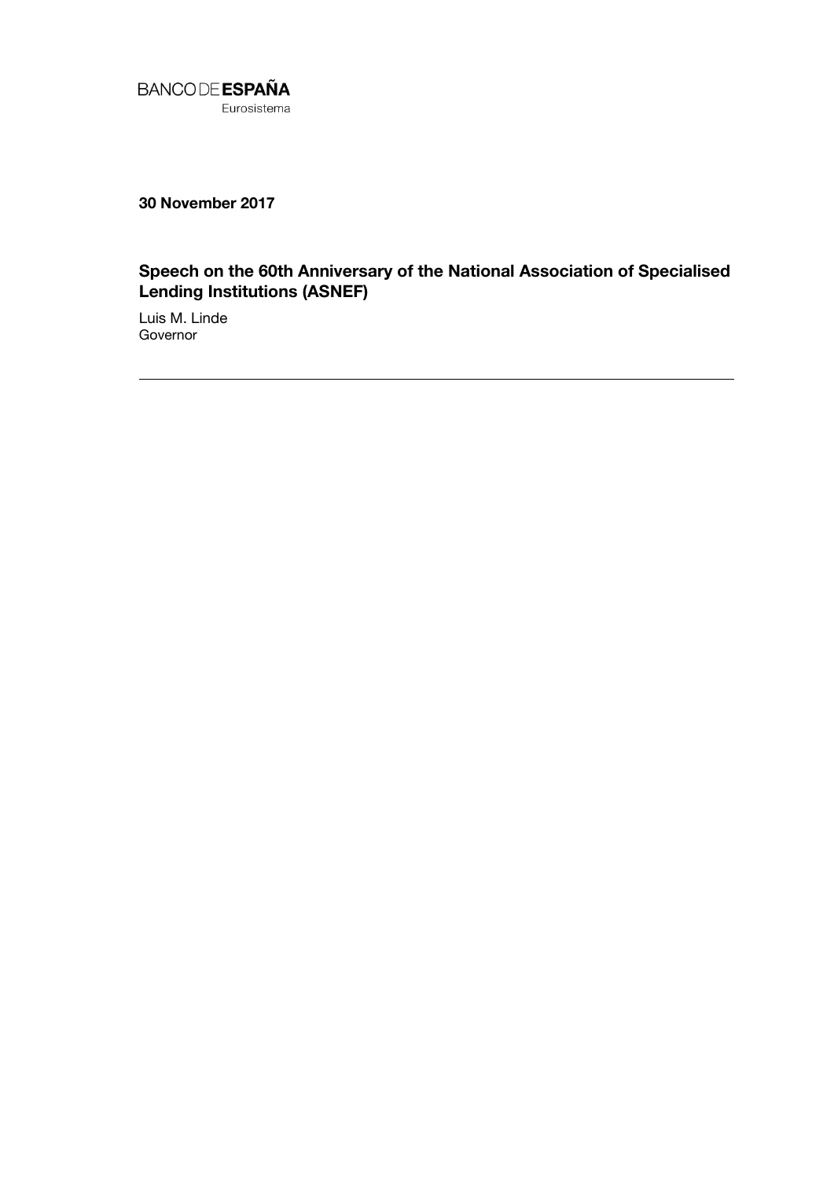BANCO DE **ESPAÑA**
Eurosistema

**30 November 2017**

## Speech on the 60th Anniversary of the National Association of Specialised Lending Institutions (ASNEF)

Luis M. Linde
Governor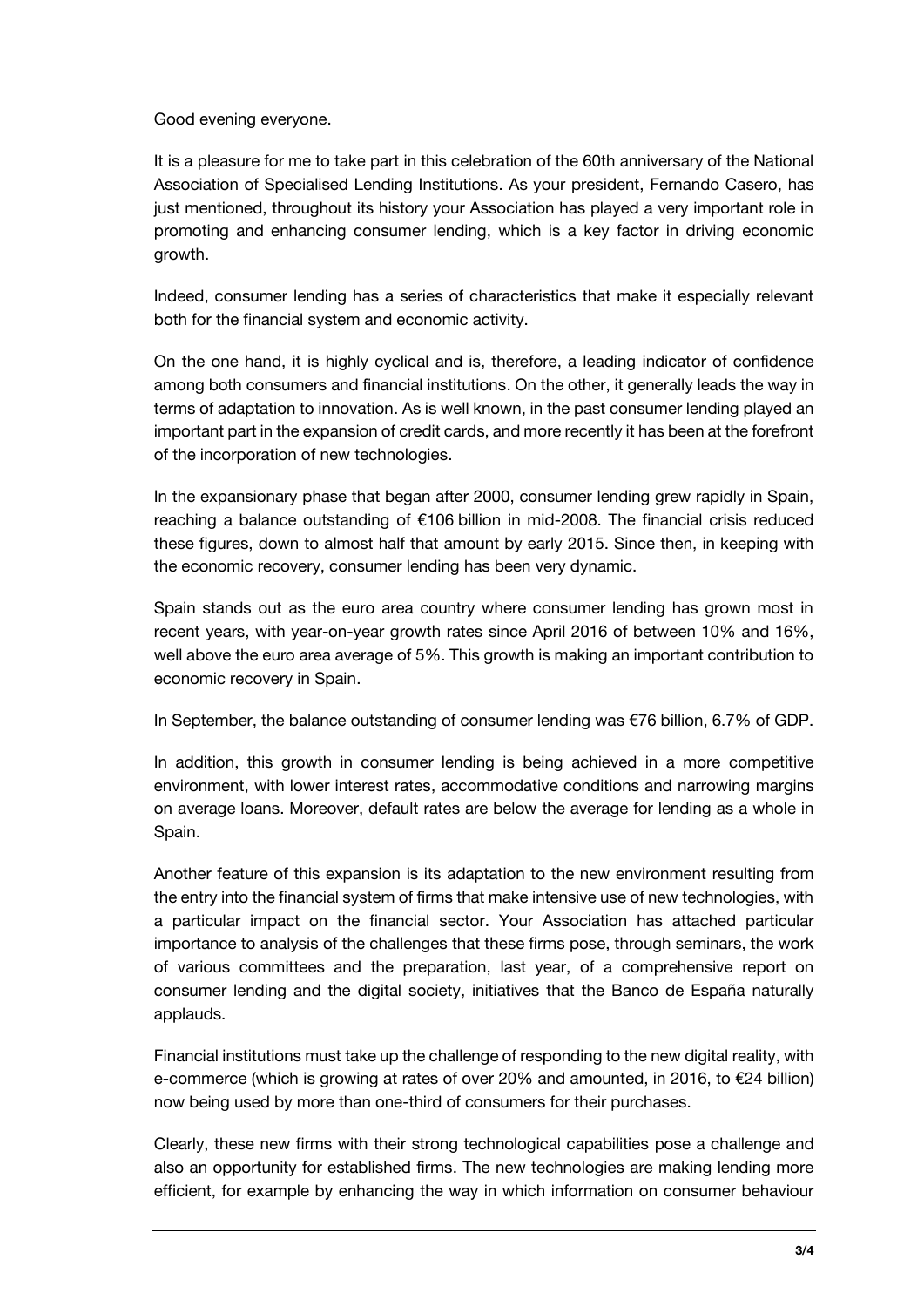Good evening everyone.

It is a pleasure for me to take part in this celebration of the 60th anniversary of the National Association of Specialised Lending Institutions. As your president, Fernando Casero, has just mentioned, throughout its history your Association has played a very important role in promoting and enhancing consumer lending, which is a key factor in driving economic growth.

Indeed, consumer lending has a series of characteristics that make it especially relevant both for the financial system and economic activity.

On the one hand, it is highly cyclical and is, therefore, a leading indicator of confidence among both consumers and financial institutions. On the other, it generally leads the way in terms of adaptation to innovation. As is well known, in the past consumer lending played an important part in the expansion of credit cards, and more recently it has been at the forefront of the incorporation of new technologies.

In the expansionary phase that began after 2000, consumer lending grew rapidly in Spain, reaching a balance outstanding of €106 billion in mid-2008. The financial crisis reduced these figures, down to almost half that amount by early 2015. Since then, in keeping with the economic recovery, consumer lending has been very dynamic.

Spain stands out as the euro area country where consumer lending has grown most in recent years, with year-on-year growth rates since April 2016 of between 10% and 16%, well above the euro area average of 5%. This growth is making an important contribution to economic recovery in Spain.

In September, the balance outstanding of consumer lending was €76 billion, 6.7% of GDP.

In addition, this growth in consumer lending is being achieved in a more competitive environment, with lower interest rates, accommodative conditions and narrowing margins on average loans. Moreover, default rates are below the average for lending as a whole in Spain.

Another feature of this expansion is its adaptation to the new environment resulting from the entry into the financial system of firms that make intensive use of new technologies, with a particular impact on the financial sector. Your Association has attached particular importance to analysis of the challenges that these firms pose, through seminars, the work of various committees and the preparation, last year, of a comprehensive report on consumer lending and the digital society, initiatives that the Banco de España naturally applauds.

Financial institutions must take up the challenge of responding to the new digital reality, with e-commerce (which is growing at rates of over 20% and amounted, in 2016, to €24 billion) now being used by more than one-third of consumers for their purchases.

Clearly, these new firms with their strong technological capabilities pose a challenge and also an opportunity for established firms. The new technologies are making lending more efficient, for example by enhancing the way in which information on consumer behaviour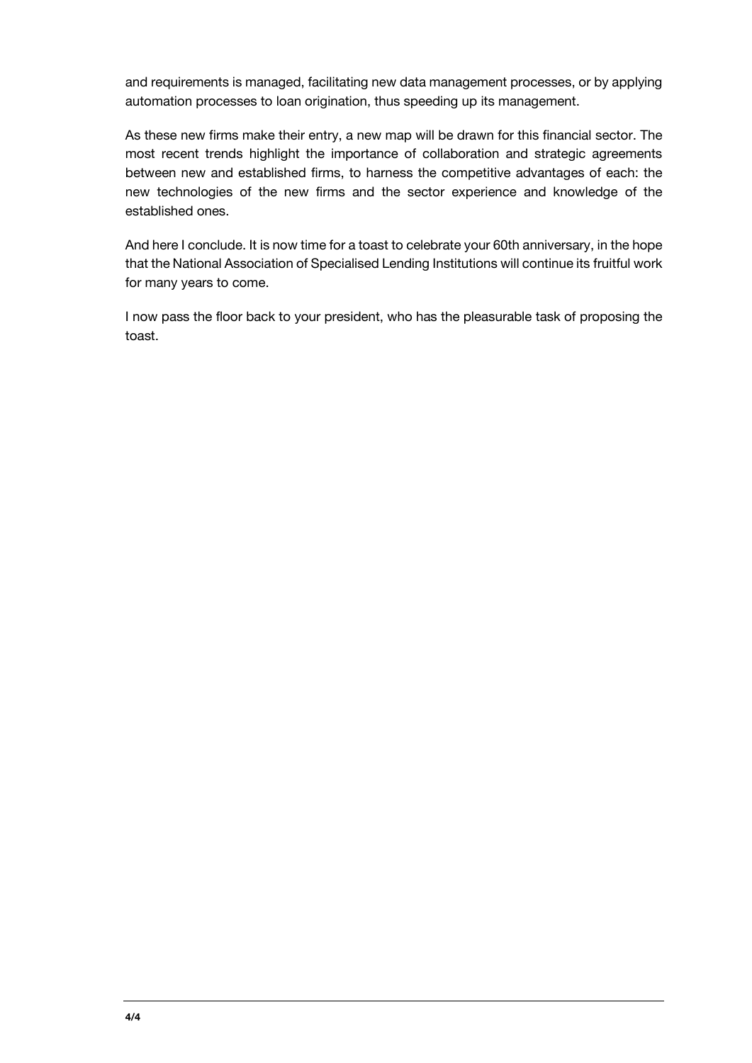and requirements is managed, facilitating new data management processes, or by applying automation processes to loan origination, thus speeding up its management.

As these new firms make their entry, a new map will be drawn for this financial sector. The most recent trends highlight the importance of collaboration and strategic agreements between new and established firms, to harness the competitive advantages of each: the new technologies of the new firms and the sector experience and knowledge of the established ones.

And here I conclude. It is now time for a toast to celebrate your 60th anniversary, in the hope that the National Association of Specialised Lending Institutions will continue its fruitful work for many years to come.

I now pass the floor back to your president, who has the pleasurable task of proposing the toast.